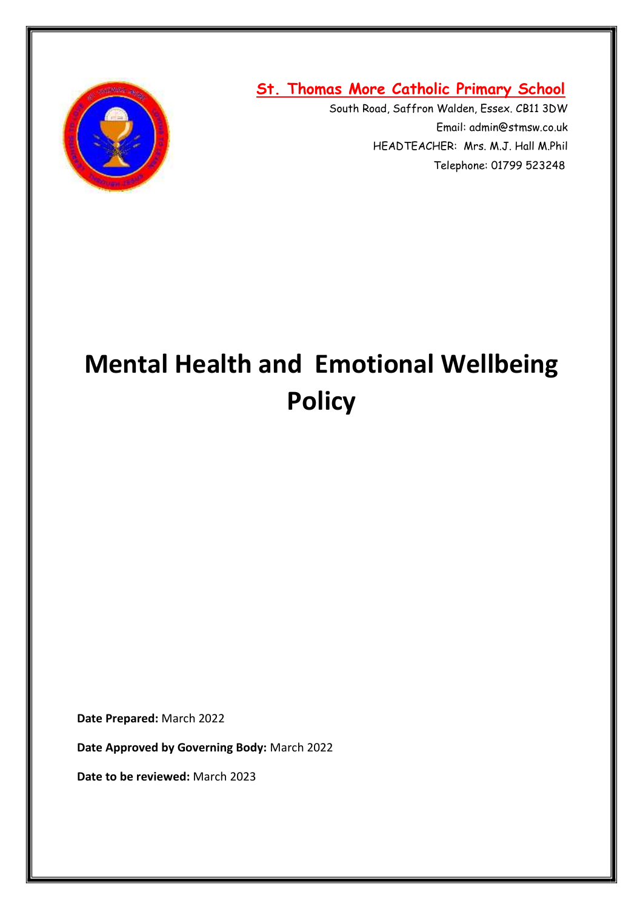**St. Thomas More Catholic Primary School**

South Road, Saffron Walden, Essex. CB11 3DW

Email: admin@stmsw.co.uk

HEADTEACHER: Mrs. M.J. Hall M.Phil

Telephone: 01799 523248

# Mental Health and Emotional Wellbeing Policy

**Date Prepared:** March 2022

**Date Approved by Governing Body:** March 2022

**Date to be reviewed:** March 2023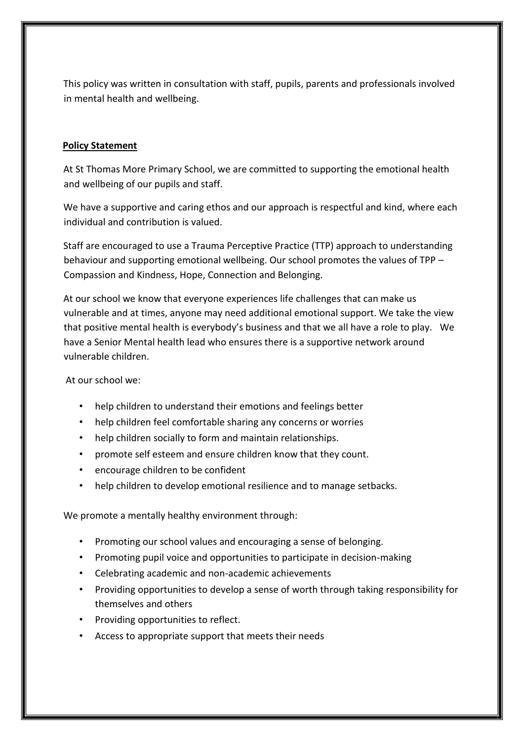This policy was written in consultation with staff, pupils, parents and professionals involved in mental health and wellbeing.

**Policy Statement**

At St Thomas More Primary School, we are committed to supporting the emotional health and wellbeing of our pupils and staff.

We have a supportive and caring ethos and our approach is respectful and kind, where each individual and contribution is valued.

Staff are encouraged to use a Trauma Perceptive Practice (TTP) approach to understanding behaviour and supporting emotional wellbeing. Our school promotes the values of TPP – Compassion and Kindness, Hope, Connection and Belonging.

At our school we know that everyone experiences life challenges that can make us vulnerable and at times, anyone may need additional emotional support. We take the view that positive mental health is everybody's business and that we all have a role to play. We have a Senior Mental health lead who ensures there is a supportive network around vulnerable children.

At our school we:

- help children to understand their emotions and feelings better
- help children feel comfortable sharing any concerns or worries
- help children socially to form and maintain relationships.
- promote self esteem and ensure children know that they count.
- encourage children to be confident
- help children to develop emotional resilience and to manage setbacks.

We promote a mentally healthy environment through:

- Promoting our school values and encouraging a sense of belonging.
- Promoting pupil voice and opportunities to participate in decision-making
- Celebrating academic and non-academic achievements
- Providing opportunities to develop a sense of worth through taking responsibility for themselves and others
- Providing opportunities to reflect.
- Access to appropriate support that meets their needs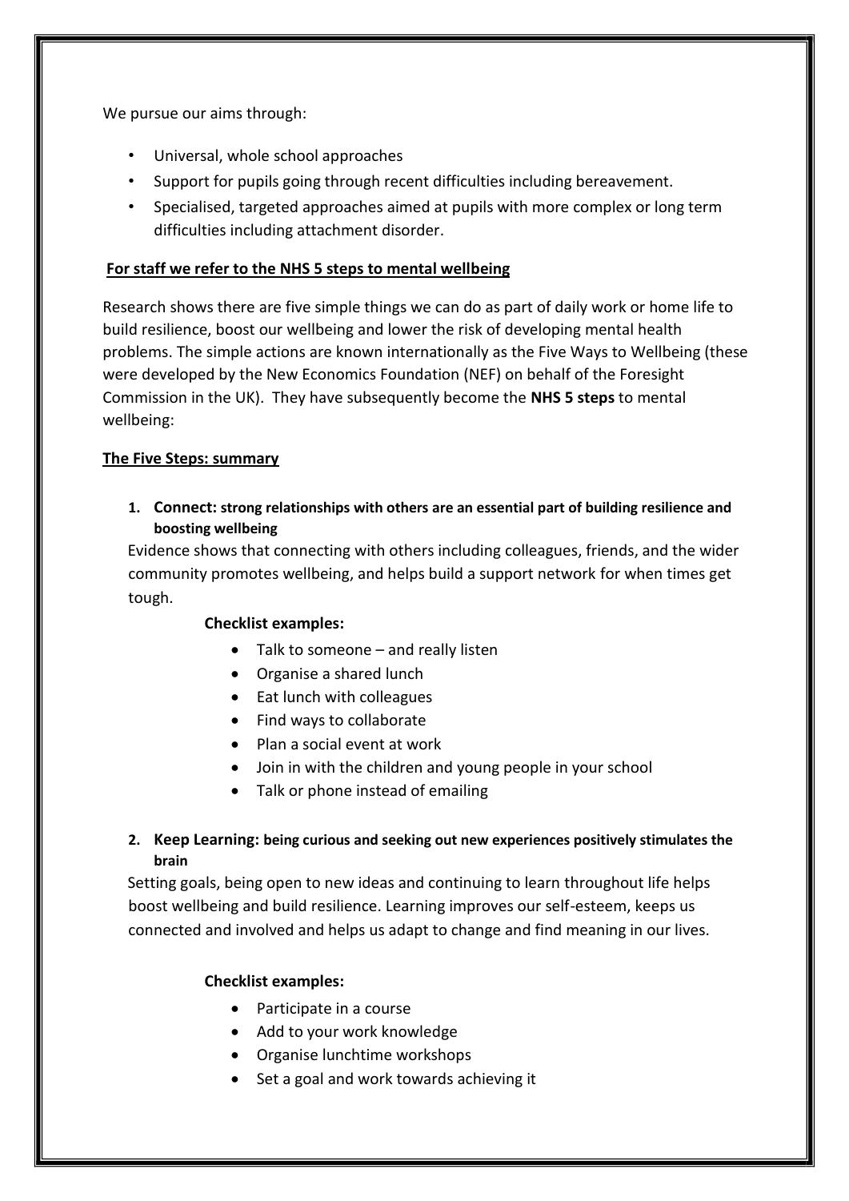We pursue our aims through:

- Universal, whole school approaches
- Support for pupils going through recent difficulties including bereavement.
- Specialised, targeted approaches aimed at pupils with more complex or long term difficulties including attachment disorder.

**For staff we refer to the NHS 5 steps to mental wellbeing**

Research shows there are five simple things we can do as part of daily work or home life to build resilience, boost our wellbeing and lower the risk of developing mental health problems. The simple actions are known internationally as the Five Ways to Wellbeing (these were developed by the New Economics Foundation (NEF) on behalf of the Foresight Commission in the UK). They have subsequently become the **NHS 5 steps** to mental wellbeing:

**The Five Steps: summary**

1. **Connect: strong relationships with others are an essential part of building resilience and boosting wellbeing**

   Evidence shows that connecting with others including colleagues, friends, and the wider community promotes wellbeing, and helps build a support network for when times get tough.

   **Checklist examples:**

   - Talk to someone – and really listen
   - Organise a shared lunch
   - Eat lunch with colleagues
   - Find ways to collaborate
   - Plan a social event at work
   - Join in with the children and young people in your school
   - Talk or phone instead of emailing

2. **Keep Learning: being curious and seeking out new experiences positively stimulates the brain**

   Setting goals, being open to new ideas and continuing to learn throughout life helps boost wellbeing and build resilience. Learning improves our self-esteem, keeps us connected and involved and helps us adapt to change and find meaning in our lives.

   **Checklist examples:**

   - Participate in a course
   - Add to your work knowledge
   - Organise lunchtime workshops
   - Set a goal and work towards achieving it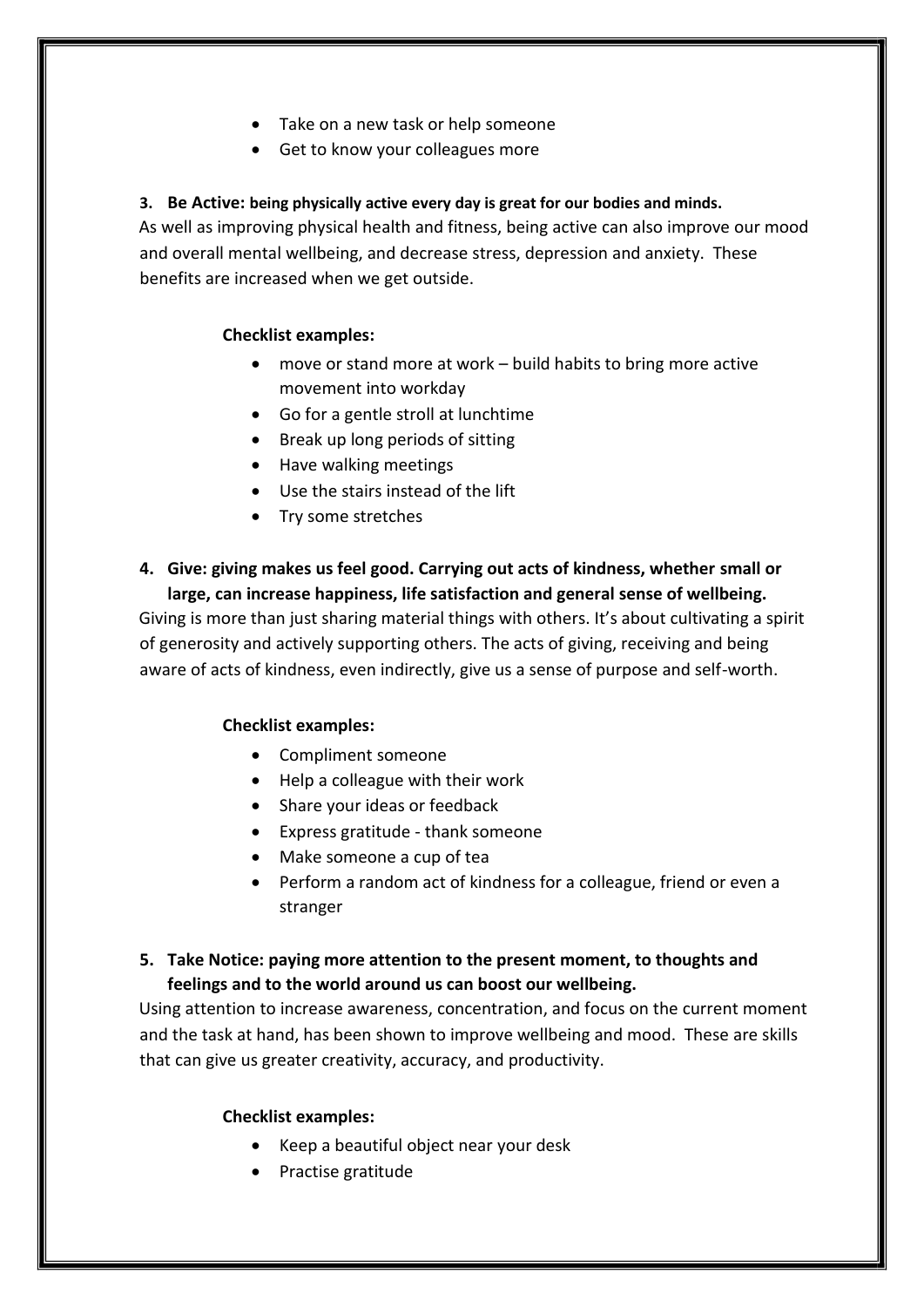- Take on a new task or help someone
- Get to know your colleagues more

3. **Be Active: being physically active every day is great for our bodies and minds.**

As well as improving physical health and fitness, being active can also improve our mood and overall mental wellbeing, and decrease stress, depression and anxiety. These benefits are increased when we get outside.

**Checklist examples:**

- move or stand more at work – build habits to bring more active movement into workday
- Go for a gentle stroll at lunchtime
- Break up long periods of sitting
- Have walking meetings
- Use the stairs instead of the lift
- Try some stretches

4. **Give: giving makes us feel good. Carrying out acts of kindness, whether small or large, can increase happiness, life satisfaction and general sense of wellbeing.**

Giving is more than just sharing material things with others. It's about cultivating a spirit of generosity and actively supporting others. The acts of giving, receiving and being aware of acts of kindness, even indirectly, give us a sense of purpose and self-worth.

**Checklist examples:**

- Compliment someone
- Help a colleague with their work
- Share your ideas or feedback
- Express gratitude - thank someone
- Make someone a cup of tea
- Perform a random act of kindness for a colleague, friend or even a stranger

5. **Take Notice: paying more attention to the present moment, to thoughts and feelings and to the world around us can boost our wellbeing.**

Using attention to increase awareness, concentration, and focus on the current moment and the task at hand, has been shown to improve wellbeing and mood. These are skills that can give us greater creativity, accuracy, and productivity.

**Checklist examples:**

- Keep a beautiful object near your desk
- Practise gratitude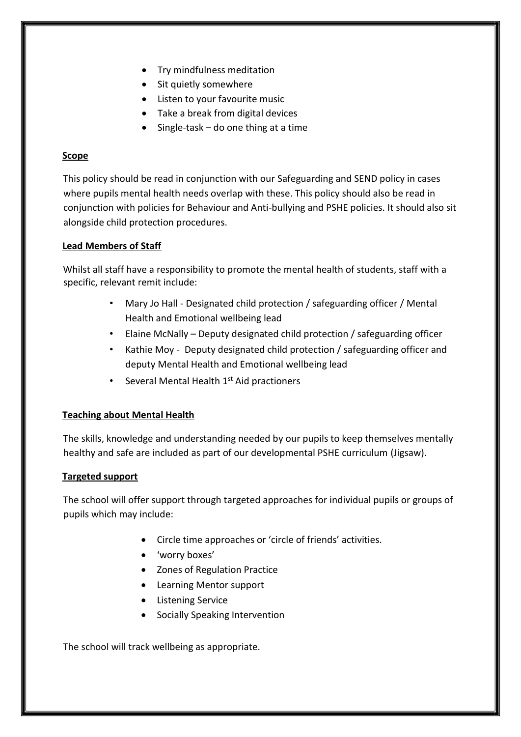- Try mindfulness meditation
- Sit quietly somewhere
- Listen to your favourite music
- Take a break from digital devices
- Single-task – do one thing at a time

**Scope**

This policy should be read in conjunction with our Safeguarding and SEND policy in cases where pupils mental health needs overlap with these. This policy should also be read in conjunction with policies for Behaviour and Anti-bullying and PSHE policies. It should also sit alongside child protection procedures.

**Lead Members of Staff**

Whilst all staff have a responsibility to promote the mental health of students, staff with a specific, relevant remit include:

- Mary Jo Hall - Designated child protection / safeguarding officer / Mental Health and Emotional wellbeing lead
- Elaine McNally – Deputy designated child protection / safeguarding officer
- Kathie Moy - Deputy designated child protection / safeguarding officer and deputy Mental Health and Emotional wellbeing lead
- Several Mental Health 1st Aid practioners

**Teaching about Mental Health**

The skills, knowledge and understanding needed by our pupils to keep themselves mentally healthy and safe are included as part of our developmental PSHE curriculum (Jigsaw).

**Targeted support**

The school will offer support through targeted approaches for individual pupils or groups of pupils which may include:

- Circle time approaches or 'circle of friends' activities.
- 'worry boxes'
- Zones of Regulation Practice
- Learning Mentor support
- Listening Service
- Socially Speaking Intervention

The school will track wellbeing as appropriate.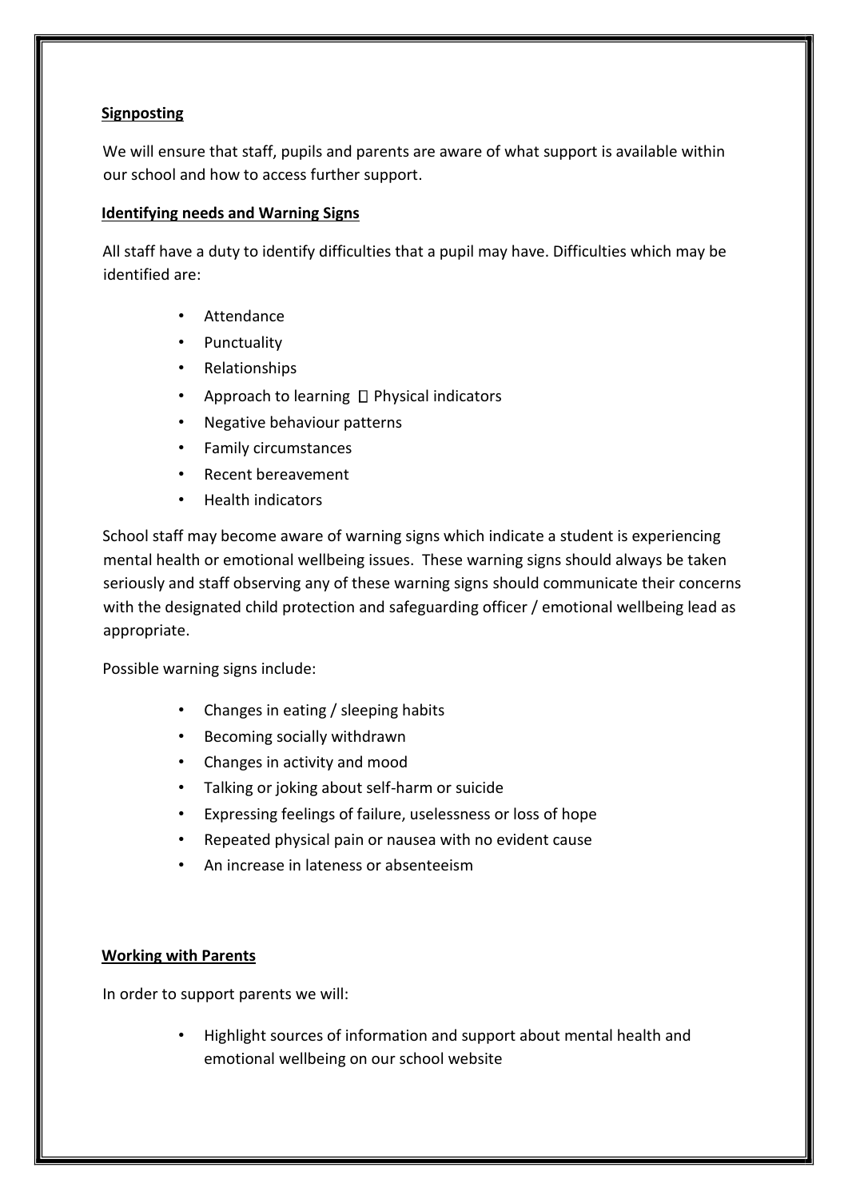**Signposting**

We will ensure that staff, pupils and parents are aware of what support is available within our school and how to access further support.

**Identifying needs and Warning Signs**

All staff have a duty to identify difficulties that a pupil may have. Difficulties which may be identified are:

- Attendance
- Punctuality
- Relationships
- Approach to learning  Physical indicators
- Negative behaviour patterns
- Family circumstances
- Recent bereavement
- Health indicators

School staff may become aware of warning signs which indicate a student is experiencing mental health or emotional wellbeing issues. These warning signs should always be taken seriously and staff observing any of these warning signs should communicate their concerns with the designated child protection and safeguarding officer / emotional wellbeing lead as appropriate.

Possible warning signs include:

- Changes in eating / sleeping habits
- Becoming socially withdrawn
- Changes in activity and mood
- Talking or joking about self-harm or suicide
- Expressing feelings of failure, uselessness or loss of hope
- Repeated physical pain or nausea with no evident cause
- An increase in lateness or absenteeism

**Working with Parents**

In order to support parents we will:

- Highlight sources of information and support about mental health and emotional wellbeing on our school website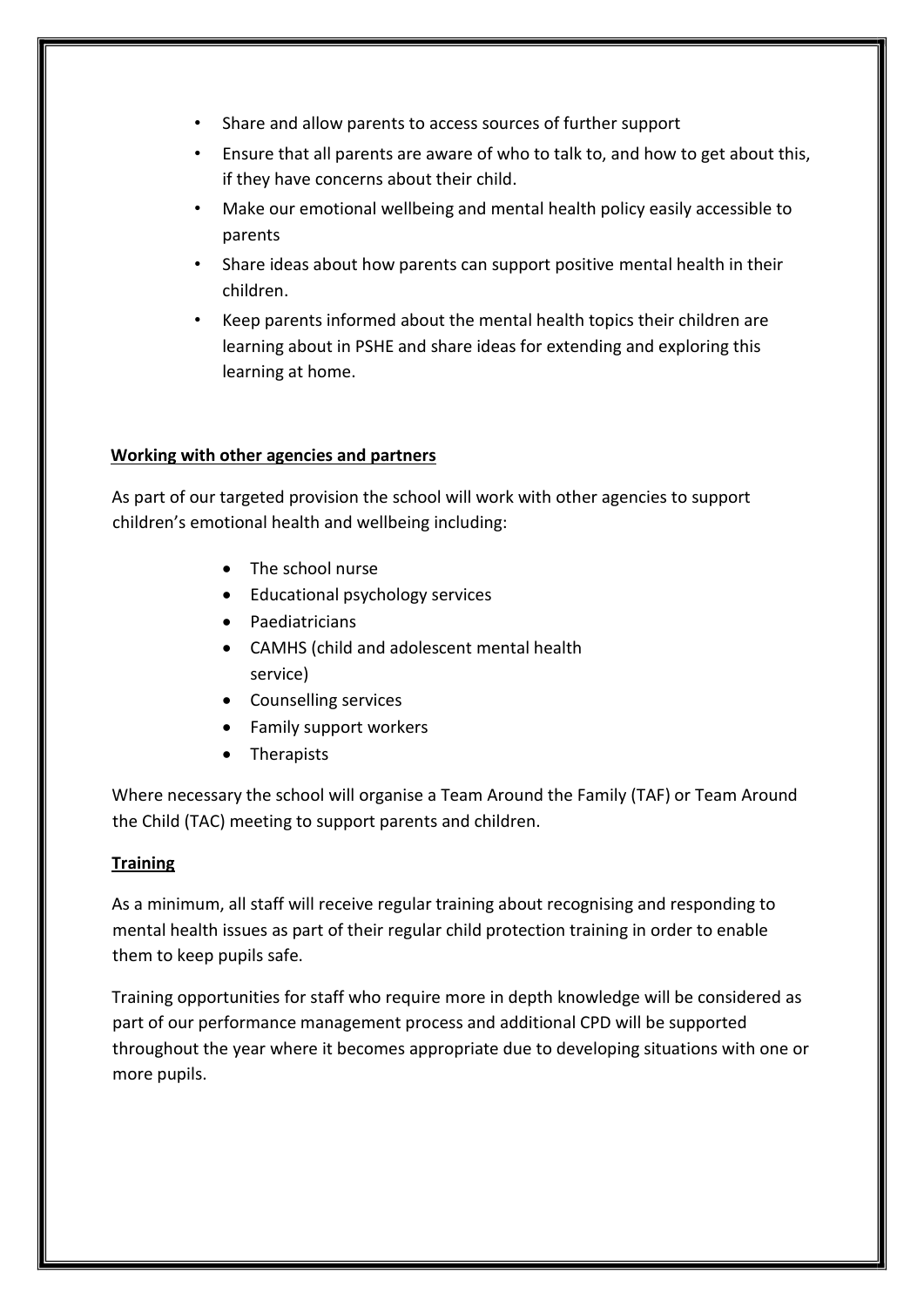- Share and allow parents to access sources of further support
- Ensure that all parents are aware of who to talk to, and how to get about this, if they have concerns about their child.
- Make our emotional wellbeing and mental health policy easily accessible to parents
- Share ideas about how parents can support positive mental health in their children.
- Keep parents informed about the mental health topics their children are learning about in PSHE and share ideas for extending and exploring this learning at home.

**Working with other agencies and partners**

As part of our targeted provision the school will work with other agencies to support children's emotional health and wellbeing including:

- The school nurse
- Educational psychology services
- Paediatricians
- CAMHS (child and adolescent mental health service)
- Counselling services
- Family support workers
- Therapists

Where necessary the school will organise a Team Around the Family (TAF) or Team Around the Child (TAC) meeting to support parents and children.

**Training**

As a minimum, all staff will receive regular training about recognising and responding to mental health issues as part of their regular child protection training in order to enable them to keep pupils safe.

Training opportunities for staff who require more in depth knowledge will be considered as part of our performance management process and additional CPD will be supported throughout the year where it becomes appropriate due to developing situations with one or more pupils.